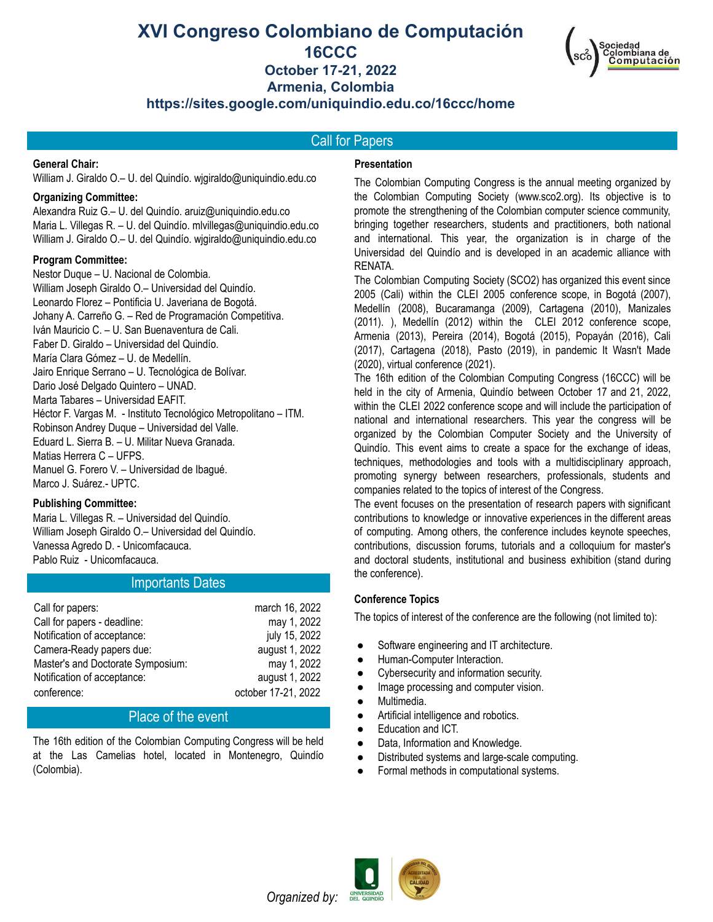# XVI Congreso Colombiano de Computación

## 16CCC

### October 17-21, 2022

### Armenia, Colombia

### https://sites.google.com/uniquindio.edu.co/16ccc/home

Sociedad Colombiana de Computación

## Call for Papers

**General Chair:**

William J. Giraldo O.– U. del Quindío. wjgiraldo@uniquindio.edu.co

**Organizing Committee:**

Alexandra Ruiz G.– U. del Quindío. aruiz@uniquindio.edu.co
Maria L. Villegas R. – U. del Quindío. mlvillegas@uniquindio.edu.co
William J. Giraldo O.– U. del Quindío. wjgiraldo@uniquindio.edu.co

**Program Committee:**

Nestor Duque – U. Nacional de Colombia.
William Joseph Giraldo O.– Universidad del Quindío.
Leonardo Florez – Pontificia U. Javeriana de Bogotá.
Johany A. Carreño G. – Red de Programación Competitiva.
Iván Mauricio C. – U. San Buenaventura de Cali.
Faber D. Giraldo – Universidad del Quindío.
María Clara Gómez – U. de Medellín.
Jairo Enrique Serrano – U. Tecnológica de Bolívar.
Dario José Delgado Quintero – UNAD.
Marta Tabares – Universidad EAFIT.
Héctor F. Vargas M. - Instituto Tecnológico Metropolitano – ITM.
Robinson Andrey Duque – Universidad del Valle.
Eduard L. Sierra B. – U. Militar Nueva Granada.
Matias Herrera C – UFPS.
Manuel G. Forero V. – Universidad de Ibagué.
Marco J. Suárez.- UPTC.

**Publishing Committee:**

Maria L. Villegas R. – Universidad del Quindío.
William Joseph Giraldo O.– Universidad del Quindío.
Vanessa Agredo D. - Unicomfacauca.
Pablo Ruiz - Unicomfacauca.

## Importants Dates

| | |
|---|---|
| Call for papers: | march 16, 2022 |
| Call for papers - deadline: | may 1, 2022 |
| Notification of acceptance: | july 15, 2022 |
| Camera-Ready papers due: | august 1, 2022 |
| Master's and Doctorate Symposium: | may 1, 2022 |
| Notification of acceptance: | august 1, 2022 |
| conference: | october 17-21, 2022 |

## Place of the event

The 16th edition of the Colombian Computing Congress will be held at the Las Camelias hotel, located in Montenegro, Quindío (Colombia).

**Presentation**

The Colombian Computing Congress is the annual meeting organized by the Colombian Computing Society (www.sco2.org). Its objective is to promote the strengthening of the Colombian computer science community, bringing together researchers, students and practitioners, both national and international. This year, the organization is in charge of the Universidad del Quindío and is developed in an academic alliance with RENATA.

The Colombian Computing Society (SCO2) has organized this event since 2005 (Cali) within the CLEI 2005 conference scope, in Bogotá (2007), Medellín (2008), Bucaramanga (2009), Cartagena (2010), Manizales (2011). ), Medellín (2012) within the CLEI 2012 conference scope, Armenia (2013), Pereira (2014), Bogotá (2015), Popayán (2016), Cali (2017), Cartagena (2018), Pasto (2019), in pandemic It Wasn't Made (2020), virtual conference (2021).

The 16th edition of the Colombian Computing Congress (16CCC) will be held in the city of Armenia, Quindío between October 17 and 21, 2022, within the CLEI 2022 conference scope and will include the participation of national and international researchers. This year the congress will be organized by the Colombian Computer Society and the University of Quindío. This event aims to create a space for the exchange of ideas, techniques, methodologies and tools with a multidisciplinary approach, promoting synergy between researchers, professionals, students and companies related to the topics of interest of the Congress.

The event focuses on the presentation of research papers with significant contributions to knowledge or innovative experiences in the different areas of computing. Among others, the conference includes keynote speeches, contributions, discussion forums, tutorials and a colloquium for master's and doctoral students, institutional and business exhibition (stand during the conference).

**Conference Topics**

The topics of interest of the conference are the following (not limited to):

- Software engineering and IT architecture.
- Human-Computer Interaction.
- Cybersecurity and information security.
- Image processing and computer vision.
- Multimedia.
- Artificial intelligence and robotics.
- Education and ICT.
- Data, Information and Knowledge.
- Distributed systems and large-scale computing.
- Formal methods in computational systems.

*Organized by:* Universidad del Quindío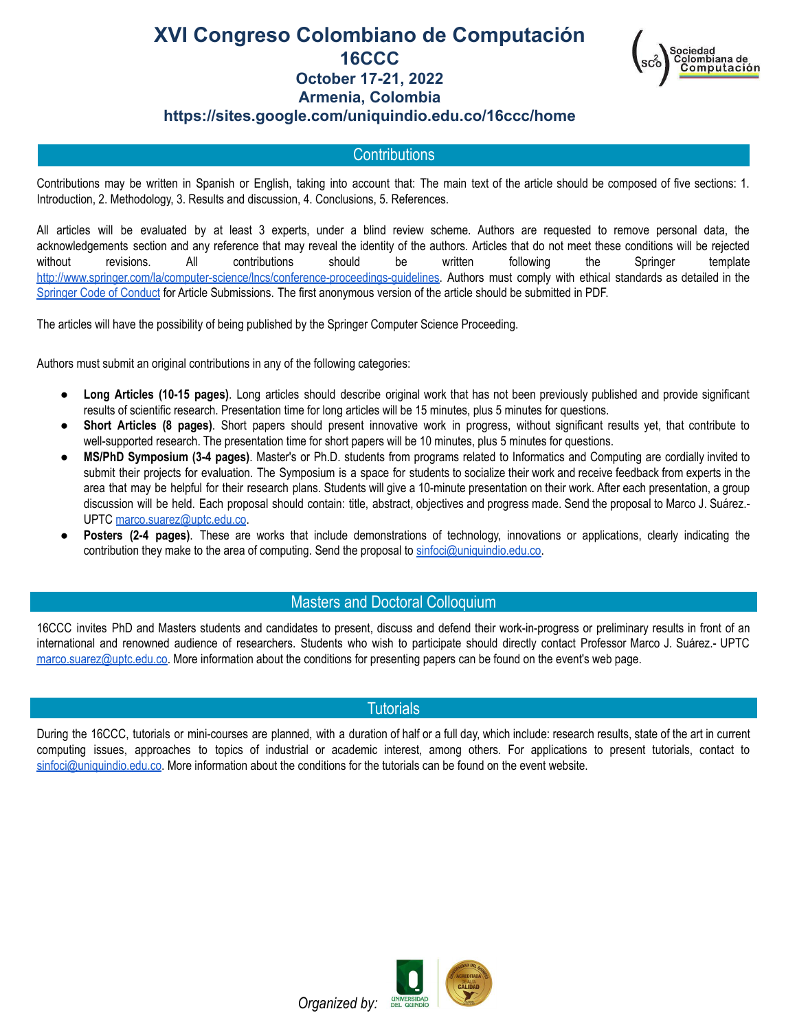# XVI Congreso Colombiano de Computación
## 16CCC
### October 17-21, 2022
### Armenia, Colombia
### https://sites.google.com/uniquindio.edu.co/16ccc/home

Sociedad Colombiana de Computación

## Contributions

Contributions may be written in Spanish or English, taking into account that: The main text of the article should be composed of five sections: 1. Introduction, 2. Methodology, 3. Results and discussion, 4. Conclusions, 5. References.

All articles will be evaluated by at least 3 experts, under a blind review scheme. Authors are requested to remove personal data, the acknowledgements section and any reference that may reveal the identity of the authors. Articles that do not meet these conditions will be rejected without revisions. All contributions should be written following the Springer template http://www.springer.com/la/computer-science/lncs/conference-proceedings-guidelines. Authors must comply with ethical standards as detailed in the Springer Code of Conduct for Article Submissions. The first anonymous version of the article should be submitted in PDF.

The articles will have the possibility of being published by the Springer Computer Science Proceeding.

Authors must submit an original contributions in any of the following categories:

- **Long Articles (10-15 pages)**. Long articles should describe original work that has not been previously published and provide significant results of scientific research. Presentation time for long articles will be 15 minutes, plus 5 minutes for questions.
- **Short Articles (8 pages)**. Short papers should present innovative work in progress, without significant results yet, that contribute to well-supported research. The presentation time for short papers will be 10 minutes, plus 5 minutes for questions.
- **MS/PhD Symposium (3-4 pages)**. Master's or Ph.D. students from programs related to Informatics and Computing are cordially invited to submit their projects for evaluation. The Symposium is a space for students to socialize their work and receive feedback from experts in the area that may be helpful for their research plans. Students will give a 10-minute presentation on their work. After each presentation, a group discussion will be held. Each proposal should contain: title, abstract, objectives and progress made. Send the proposal to Marco J. Suárez.- UPTC marco.suarez@uptc.edu.co.
- **Posters (2-4 pages)**. These are works that include demonstrations of technology, innovations or applications, clearly indicating the contribution they make to the area of computing. Send the proposal to sinfoci@uniquindio.edu.co.

## Masters and Doctoral Colloquium

16CCC invites PhD and Masters students and candidates to present, discuss and defend their work-in-progress or preliminary results in front of an international and renowned audience of researchers. Students who wish to participate should directly contact Professor Marco J. Suárez.- UPTC marco.suarez@uptc.edu.co. More information about the conditions for presenting papers can be found on the event's web page.

## Tutorials

During the 16CCC, tutorials or mini-courses are planned, with a duration of half or a full day, which include: research results, state of the art in current computing issues, approaches to topics of industrial or academic interest, among others. For applications to present tutorials, contact to sinfoci@uniquindio.edu.co. More information about the conditions for the tutorials can be found on the event website.

*Organized by:* Universidad del Quindío